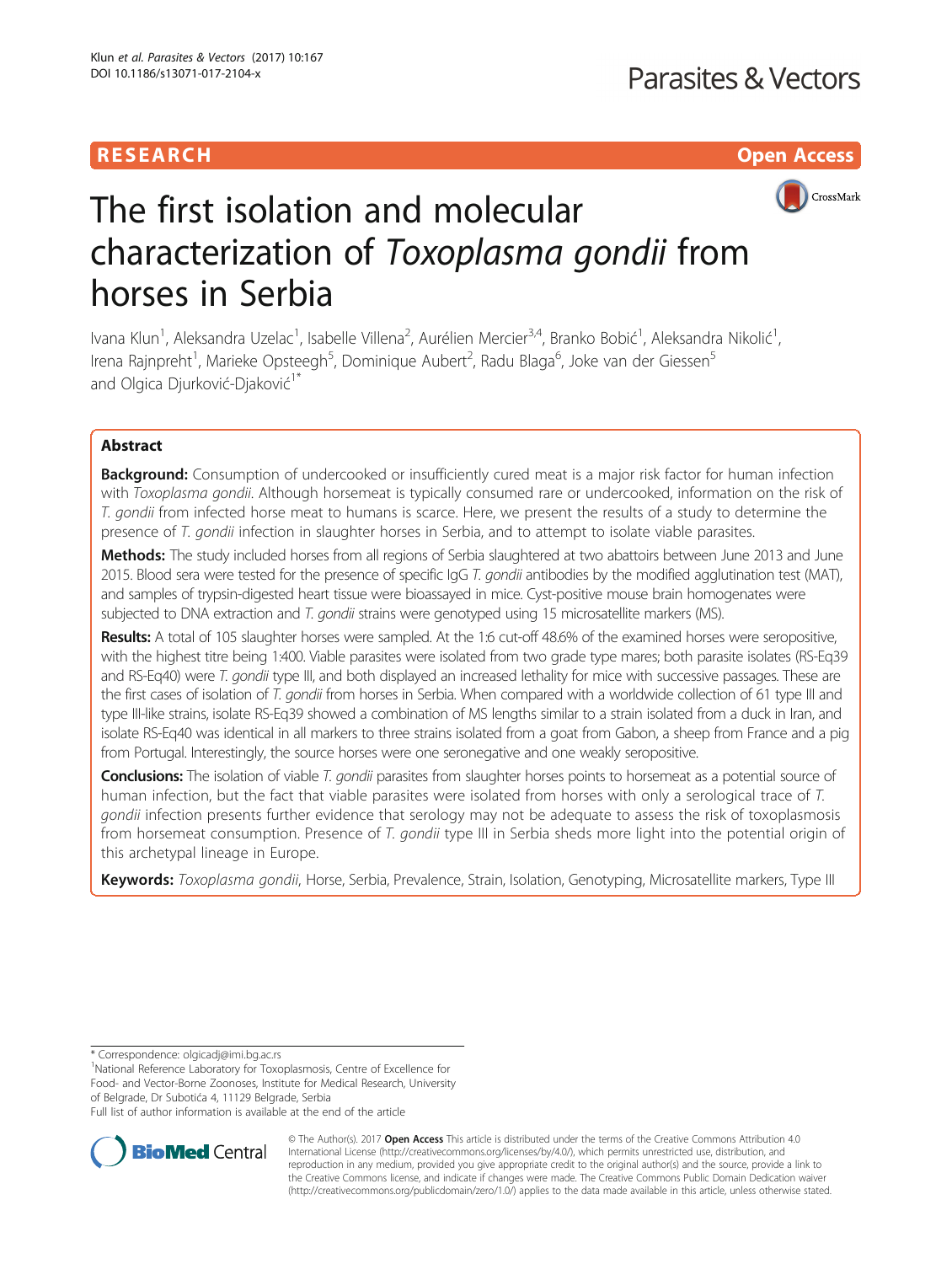RESEARCH

Open Access

# The first isolation and molecular characterization of *Toxoplasma gondii* from horses in Serbia

Ivana Klun[1], Aleksandra Uzelac[1], Isabelle Villena[2], Aurélien Mercier[3,4], Branko Bobić[1], Aleksandra Nikolić[1], Irena Rajnpreht[1], Marieke Opsteegh[5], Dominique Aubert[2], Radu Blaga[6], Joke van der Giessen[5] and Olgica Djurković-Djaković[1*]

## Abstract

**Background:** Consumption of undercooked or insufficiently cured meat is a major risk factor for human infection with *Toxoplasma gondii*. Although horsemeat is typically consumed rare or undercooked, information on the risk of *T. gondii* from infected horse meat to humans is scarce. Here, we present the results of a study to determine the presence of *T. gondii* infection in slaughter horses in Serbia, and to attempt to isolate viable parasites.

**Methods:** The study included horses from all regions of Serbia slaughtered at two abattoirs between June 2013 and June 2015. Blood sera were tested for the presence of specific IgG *T. gondii* antibodies by the modified agglutination test (MAT), and samples of trypsin-digested heart tissue were bioassayed in mice. Cyst-positive mouse brain homogenates were subjected to DNA extraction and *T. gondii* strains were genotyped using 15 microsatellite markers (MS).

**Results:** A total of 105 slaughter horses were sampled. At the 1:6 cut-off 48.6% of the examined horses were seropositive, with the highest titre being 1:400. Viable parasites were isolated from two grade type mares; both parasite isolates (RS-Eq39 and RS-Eq40) were *T. gondii* type III, and both displayed an increased lethality for mice with successive passages. These are the first cases of isolation of *T. gondii* from horses in Serbia. When compared with a worldwide collection of 61 type III and type III-like strains, isolate RS-Eq39 showed a combination of MS lengths similar to a strain isolated from a duck in Iran, and isolate RS-Eq40 was identical in all markers to three strains isolated from a goat from Gabon, a sheep from France and a pig from Portugal. Interestingly, the source horses were one seronegative and one weakly seropositive.

**Conclusions:** The isolation of viable *T. gondii* parasites from slaughter horses points to horsemeat as a potential source of human infection, but the fact that viable parasites were isolated from horses with only a serological trace of *T. gondii* infection presents further evidence that serology may not be adequate to assess the risk of toxoplasmosis from horsemeat consumption. Presence of *T. gondii* type III in Serbia sheds more light into the potential origin of this archetypal lineage in Europe.

**Keywords:** *Toxoplasma gondii*, Horse, Serbia, Prevalence, Strain, Isolation, Genotyping, Microsatellite markers, Type III

---

\* Correspondence: olgicadj@imi.bg.ac.rs
[1]National Reference Laboratory for Toxoplasmosis, Centre of Excellence for Food- and Vector-Borne Zoonoses, Institute for Medical Research, University of Belgrade, Dr Subotića 4, 11129 Belgrade, Serbia
Full list of author information is available at the end of the article

© The Author(s). 2017 **Open Access** This article is distributed under the terms of the Creative Commons Attribution 4.0 International License (http://creativecommons.org/licenses/by/4.0/), which permits unrestricted use, distribution, and reproduction in any medium, provided you give appropriate credit to the original author(s) and the source, provide a link to the Creative Commons license, and indicate if changes were made. The Creative Commons Public Domain Dedication waiver (http://creativecommons.org/publicdomain/zero/1.0/) applies to the data made available in this article, unless otherwise stated.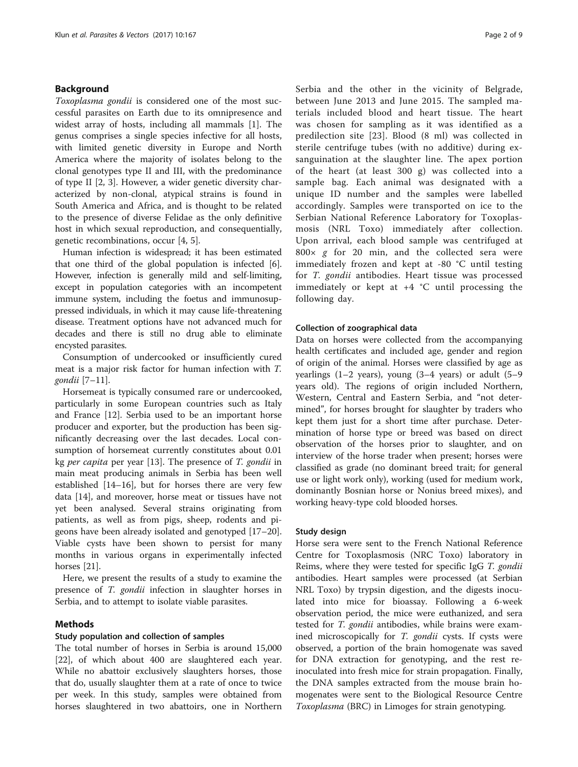## Background

*Toxoplasma gondii* is considered one of the most successful parasites on Earth due to its omnipresence and widest array of hosts, including all mammals [1]. The genus comprises a single species infective for all hosts, with limited genetic diversity in Europe and North America where the majority of isolates belong to the clonal genotypes type II and III, with the predominance of type II [2, 3]. However, a wider genetic diversity characterized by non-clonal, atypical strains is found in South America and Africa, and is thought to be related to the presence of diverse Felidae as the only definitive host in which sexual reproduction, and consequentially, genetic recombinations, occur [4, 5].

Human infection is widespread; it has been estimated that one third of the global population is infected [6]. However, infection is generally mild and self-limiting, except in population categories with an incompetent immune system, including the foetus and immunosuppressed individuals, in which it may cause life-threatening disease. Treatment options have not advanced much for decades and there is still no drug able to eliminate encysted parasites.

Consumption of undercooked or insufficiently cured meat is a major risk factor for human infection with *T. gondii* [7–11].

Horsemeat is typically consumed rare or undercooked, particularly in some European countries such as Italy and France [12]. Serbia used to be an important horse producer and exporter, but the production has been significantly decreasing over the last decades. Local consumption of horsemeat currently constitutes about 0.01 kg *per capita* per year [13]. The presence of *T. gondii* in main meat producing animals in Serbia has been well established [14–16], but for horses there are very few data [14], and moreover, horse meat or tissues have not yet been analysed. Several strains originating from patients, as well as from pigs, sheep, rodents and pigeons have been already isolated and genotyped [17–20]. Viable cysts have been shown to persist for many months in various organs in experimentally infected horses [21].

Here, we present the results of a study to examine the presence of *T. gondii* infection in slaughter horses in Serbia, and to attempt to isolate viable parasites.

## Methods

### Study population and collection of samples

The total number of horses in Serbia is around 15,000 [22], of which about 400 are slaughtered each year. While no abattoir exclusively slaughters horses, those that do, usually slaughter them at a rate of once to twice per week. In this study, samples were obtained from horses slaughtered in two abattoirs, one in Northern Serbia and the other in the vicinity of Belgrade, between June 2013 and June 2015. The sampled materials included blood and heart tissue. The heart was chosen for sampling as it was identified as a predilection site [23]. Blood (8 ml) was collected in sterile centrifuge tubes (with no additive) during exsanguination at the slaughter line. The apex portion of the heart (at least 300 g) was collected into a sample bag. Each animal was designated with a unique ID number and the samples were labelled accordingly. Samples were transported on ice to the Serbian National Reference Laboratory for Toxoplasmosis (NRL Toxo) immediately after collection. Upon arrival, each blood sample was centrifuged at 800× *g* for 20 min, and the collected sera were immediately frozen and kept at -80 °C until testing for *T. gondii* antibodies. Heart tissue was processed immediately or kept at +4 °C until processing the following day.

### Collection of zoographical data

Data on horses were collected from the accompanying health certificates and included age, gender and region of origin of the animal. Horses were classified by age as yearlings (1–2 years), young (3–4 years) or adult (5–9 years old). The regions of origin included Northern, Western, Central and Eastern Serbia, and "not determined", for horses brought for slaughter by traders who kept them just for a short time after purchase. Determination of horse type or breed was based on direct observation of the horses prior to slaughter, and on interview of the horse trader when present; horses were classified as grade (no dominant breed trait; for general use or light work only), working (used for medium work, dominantly Bosnian horse or Nonius breed mixes), and working heavy-type cold blooded horses.

### Study design

Horse sera were sent to the French National Reference Centre for Toxoplasmosis (NRC Toxo) laboratory in Reims, where they were tested for specific IgG *T. gondii* antibodies. Heart samples were processed (at Serbian NRL Toxo) by trypsin digestion, and the digests inoculated into mice for bioassay. Following a 6-week observation period, the mice were euthanized, and sera tested for *T. gondii* antibodies, while brains were examined microscopically for *T. gondii* cysts. If cysts were observed, a portion of the brain homogenate was saved for DNA extraction for genotyping, and the rest reinoculated into fresh mice for strain propagation. Finally, the DNA samples extracted from the mouse brain homogenates were sent to the Biological Resource Centre *Toxoplasma* (BRC) in Limoges for strain genotyping.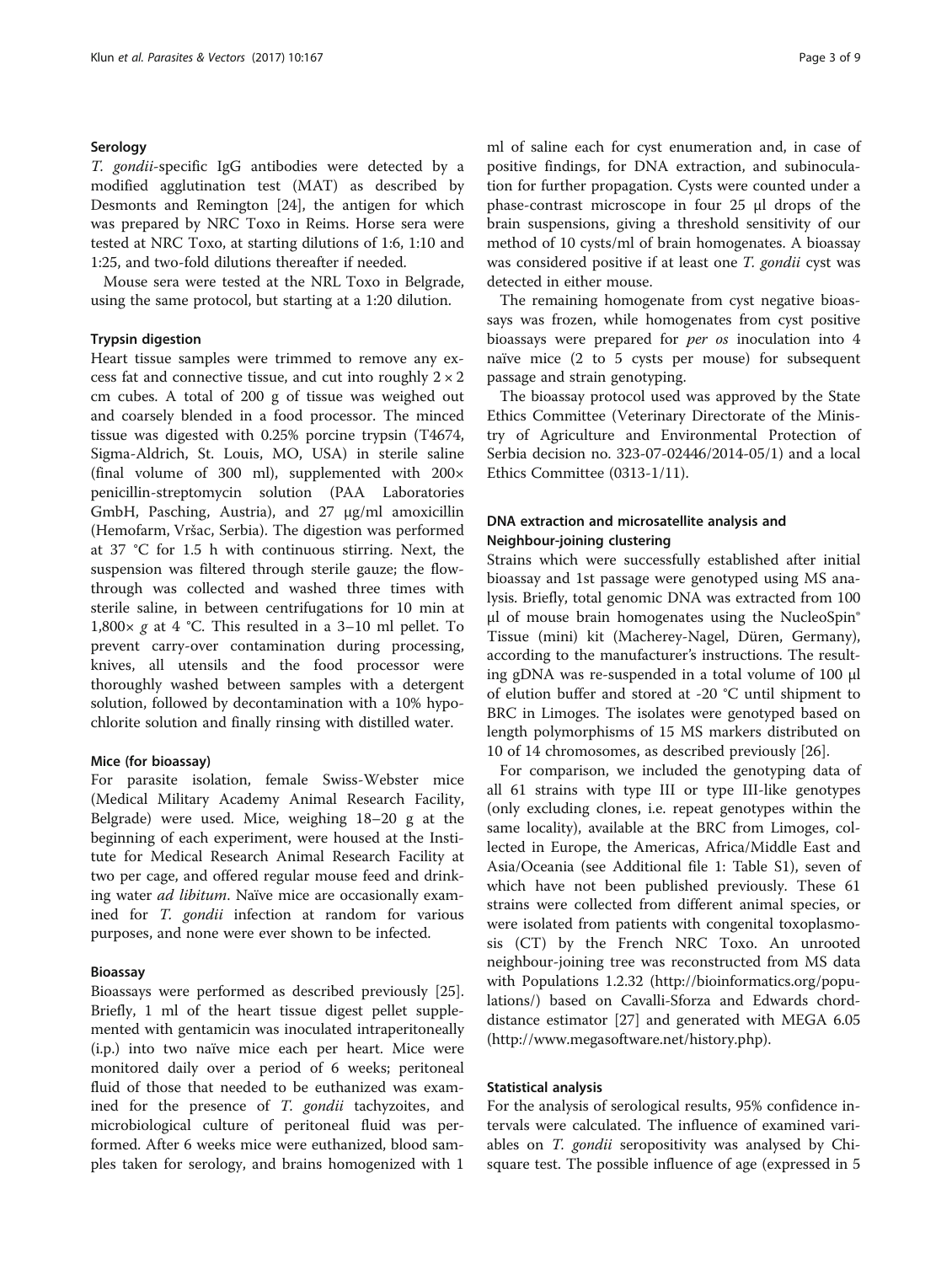### Serology

*T. gondii*-specific IgG antibodies were detected by a modified agglutination test (MAT) as described by Desmonts and Remington [24], the antigen for which was prepared by NRC Toxo in Reims. Horse sera were tested at NRC Toxo, at starting dilutions of 1:6, 1:10 and 1:25, and two-fold dilutions thereafter if needed.

Mouse sera were tested at the NRL Toxo in Belgrade, using the same protocol, but starting at a 1:20 dilution.

### Trypsin digestion

Heart tissue samples were trimmed to remove any excess fat and connective tissue, and cut into roughly $2 \times 2$ cm cubes. A total of 200 g of tissue was weighed out and coarsely blended in a food processor. The minced tissue was digested with 0.25% porcine trypsin (T4674, Sigma-Aldrich, St. Louis, MO, USA) in sterile saline (final volume of 300 ml), supplemented with 200× penicillin-streptomycin solution (PAA Laboratories GmbH, Pasching, Austria), and 27 μg/ml amoxicillin (Hemofarm, Vršac, Serbia). The digestion was performed at 37 °C for 1.5 h with continuous stirring. Next, the suspension was filtered through sterile gauze; the flow-through was collected and washed three times with sterile saline, in between centrifugations for 10 min at 1,800× *g* at 4 °C. This resulted in a 3–10 ml pellet. To prevent carry-over contamination during processing, knives, all utensils and the food processor were thoroughly washed between samples with a detergent solution, followed by decontamination with a 10% hypochlorite solution and finally rinsing with distilled water.

### Mice (for bioassay)

For parasite isolation, female Swiss-Webster mice (Medical Military Academy Animal Research Facility, Belgrade) were used. Mice, weighing 18–20 g at the beginning of each experiment, were housed at the Institute for Medical Research Animal Research Facility at two per cage, and offered regular mouse feed and drinking water *ad libitum*. Naïve mice are occasionally examined for *T. gondii* infection at random for various purposes, and none were ever shown to be infected.

### Bioassay

Bioassays were performed as described previously [25]. Briefly, 1 ml of the heart tissue digest pellet supplemented with gentamicin was inoculated intraperitoneally (i.p.) into two naïve mice each per heart. Mice were monitored daily over a period of 6 weeks; peritoneal fluid of those that needed to be euthanized was examined for the presence of *T. gondii* tachyzoites, and microbiological culture of peritoneal fluid was performed. After 6 weeks mice were euthanized, blood samples taken for serology, and brains homogenized with 1 ml of saline each for cyst enumeration and, in case of positive findings, for DNA extraction, and subinoculation for further propagation. Cysts were counted under a phase-contrast microscope in four 25 μl drops of the brain suspensions, giving a threshold sensitivity of our method of 10 cysts/ml of brain homogenates. A bioassay was considered positive if at least one *T. gondii* cyst was detected in either mouse.

The remaining homogenate from cyst negative bioassays was frozen, while homogenates from cyst positive bioassays were prepared for *per os* inoculation into 4 naïve mice (2 to 5 cysts per mouse) for subsequent passage and strain genotyping.

The bioassay protocol used was approved by the State Ethics Committee (Veterinary Directorate of the Ministry of Agriculture and Environmental Protection of Serbia decision no. 323-07-02446/2014-05/1) and a local Ethics Committee (0313-1/11).

### DNA extraction and microsatellite analysis and Neighbour-joining clustering

Strains which were successfully established after initial bioassay and 1st passage were genotyped using MS analysis. Briefly, total genomic DNA was extracted from 100 μl of mouse brain homogenates using the NucleoSpin® Tissue (mini) kit (Macherey-Nagel, Düren, Germany), according to the manufacturer's instructions. The resulting gDNA was re-suspended in a total volume of 100 μl of elution buffer and stored at -20 °C until shipment to BRC in Limoges. The isolates were genotyped based on length polymorphisms of 15 MS markers distributed on 10 of 14 chromosomes, as described previously [26].

For comparison, we included the genotyping data of all 61 strains with type III or type III-like genotypes (only excluding clones, i.e. repeat genotypes within the same locality), available at the BRC from Limoges, collected in Europe, the Americas, Africa/Middle East and Asia/Oceania (see Additional file 1: Table S1), seven of which have not been published previously. These 61 strains were collected from different animal species, or were isolated from patients with congenital toxoplasmosis (CT) by the French NRC Toxo. An unrooted neighbour-joining tree was reconstructed from MS data with Populations 1.2.32 (http://bioinformatics.org/populations/) based on Cavalli-Sforza and Edwards chord-distance estimator [27] and generated with MEGA 6.05 (http://www.megasoftware.net/history.php).

### Statistical analysis

For the analysis of serological results, 95% confidence intervals were calculated. The influence of examined variables on *T. gondii* seropositivity was analysed by Chi-square test. The possible influence of age (expressed in 5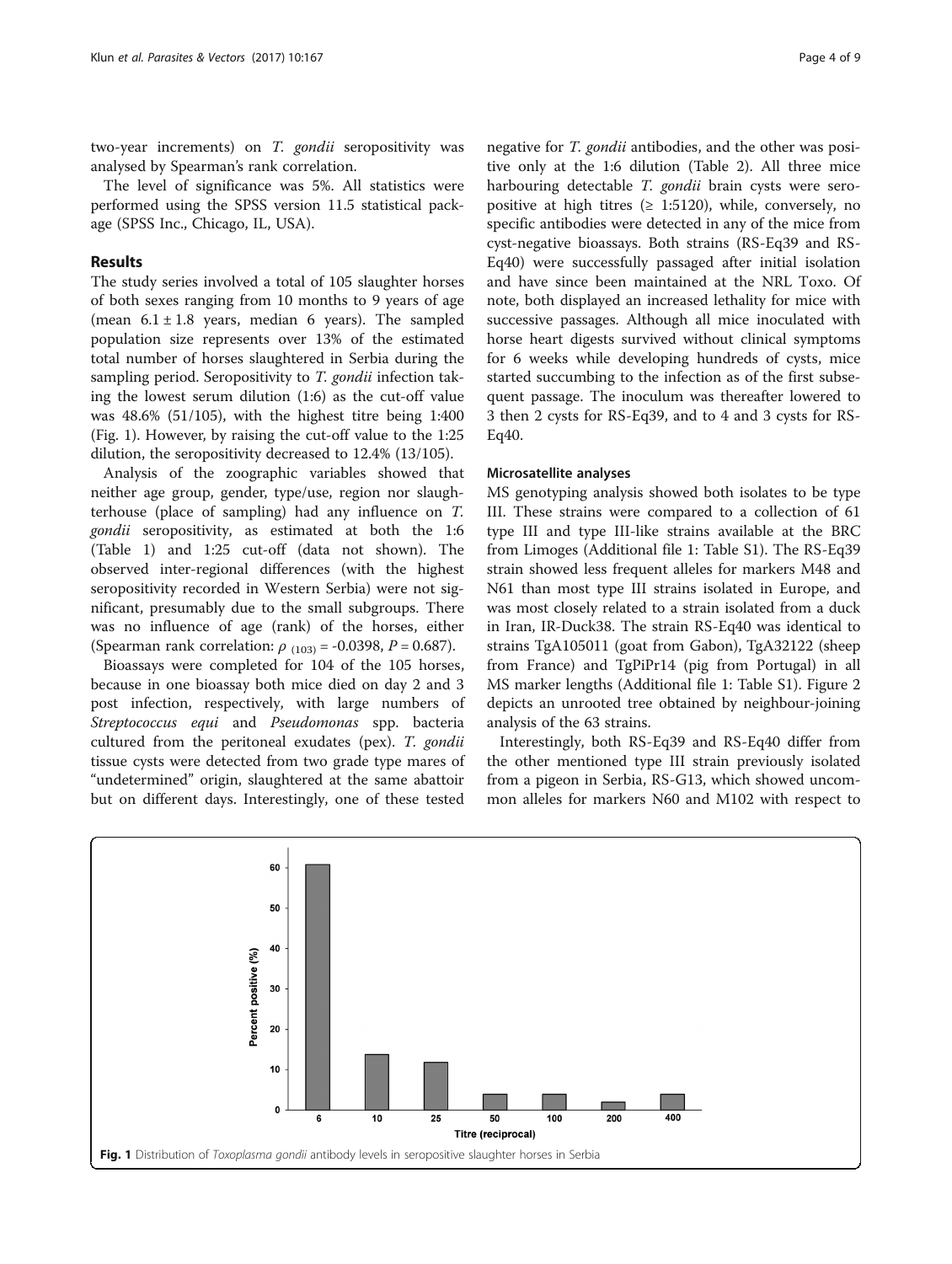two-year increments) on *T. gondii* seropositivity was analysed by Spearman's rank correlation.

The level of significance was 5%. All statistics were performed using the SPSS version 11.5 statistical package (SPSS Inc., Chicago, IL, USA).

## Results

The study series involved a total of 105 slaughter horses of both sexes ranging from 10 months to 9 years of age (mean $6.1 \pm 1.8$ years, median 6 years). The sampled population size represents over 13% of the estimated total number of horses slaughtered in Serbia during the sampling period. Seropositivity to *T. gondii* infection taking the lowest serum dilution (1:6) as the cut-off value was 48.6% (51/105), with the highest titre being 1:400 (Fig. 1). However, by raising the cut-off value to the 1:25 dilution, the seropositivity decreased to 12.4% (13/105).

Analysis of the zoographic variables showed that neither age group, gender, type/use, region nor slaughterhouse (place of sampling) had any influence on *T. gondii* seropositivity, as estimated at both the 1:6 (Table 1) and 1:25 cut-off (data not shown). The observed inter-regional differences (with the highest seropositivity recorded in Western Serbia) were not significant, presumably due to the small subgroups. There was no influence of age (rank) of the horses, either (Spearman rank correlation: $\rho_{(103)} = -0.0398$, $P = 0.687$).

Bioassays were completed for 104 of the 105 horses, because in one bioassay both mice died on day 2 and 3 post infection, respectively, with large numbers of *Streptococcus equi* and *Pseudomonas* spp. bacteria cultured from the peritoneal exudates (pex). *T. gondii* tissue cysts were detected from two grade type mares of "undetermined" origin, slaughtered at the same abattoir but on different days. Interestingly, one of these tested negative for *T. gondii* antibodies, and the other was positive only at the 1:6 dilution (Table 2). All three mice harbouring detectable *T. gondii* brain cysts were seropositive at high titres (≥ 1:5120), while, conversely, no specific antibodies were detected in any of the mice from cyst-negative bioassays. Both strains (RS-Eq39 and RS-Eq40) were successfully passaged after initial isolation and have since been maintained at the NRL Toxo. Of note, both displayed an increased lethality for mice with successive passages. Although all mice inoculated with horse heart digests survived without clinical symptoms for 6 weeks while developing hundreds of cysts, mice started succumbing to the infection as of the first subsequent passage. The inoculum was thereafter lowered to 3 then 2 cysts for RS-Eq39, and to 4 and 3 cysts for RS-Eq40.

### Microsatellite analyses

MS genotyping analysis showed both isolates to be type III. These strains were compared to a collection of 61 type III and type III-like strains available at the BRC from Limoges (Additional file 1: Table S1). The RS-Eq39 strain showed less frequent alleles for markers M48 and N61 than most type III strains isolated in Europe, and was most closely related to a strain isolated from a duck in Iran, IR-Duck38. The strain RS-Eq40 was identical to strains TgA105011 (goat from Gabon), TgA32122 (sheep from France) and TgPiPr14 (pig from Portugal) in all MS marker lengths (Additional file 1: Table S1). Figure 2 depicts an unrooted tree obtained by neighbour-joining analysis of the 63 strains.

Interestingly, both RS-Eq39 and RS-Eq40 differ from the other mentioned type III strain previously isolated from a pigeon in Serbia, RS-G13, which showed uncommon alleles for markers N60 and M102 with respect to

Percent positive (%)
60
50
40
30
20
10
0
6 10 25 50 100 200 400
Titre (reciprocal)

**Fig. 1** Distribution of *Toxoplasma gondii* antibody levels in seropositive slaughter horses in Serbia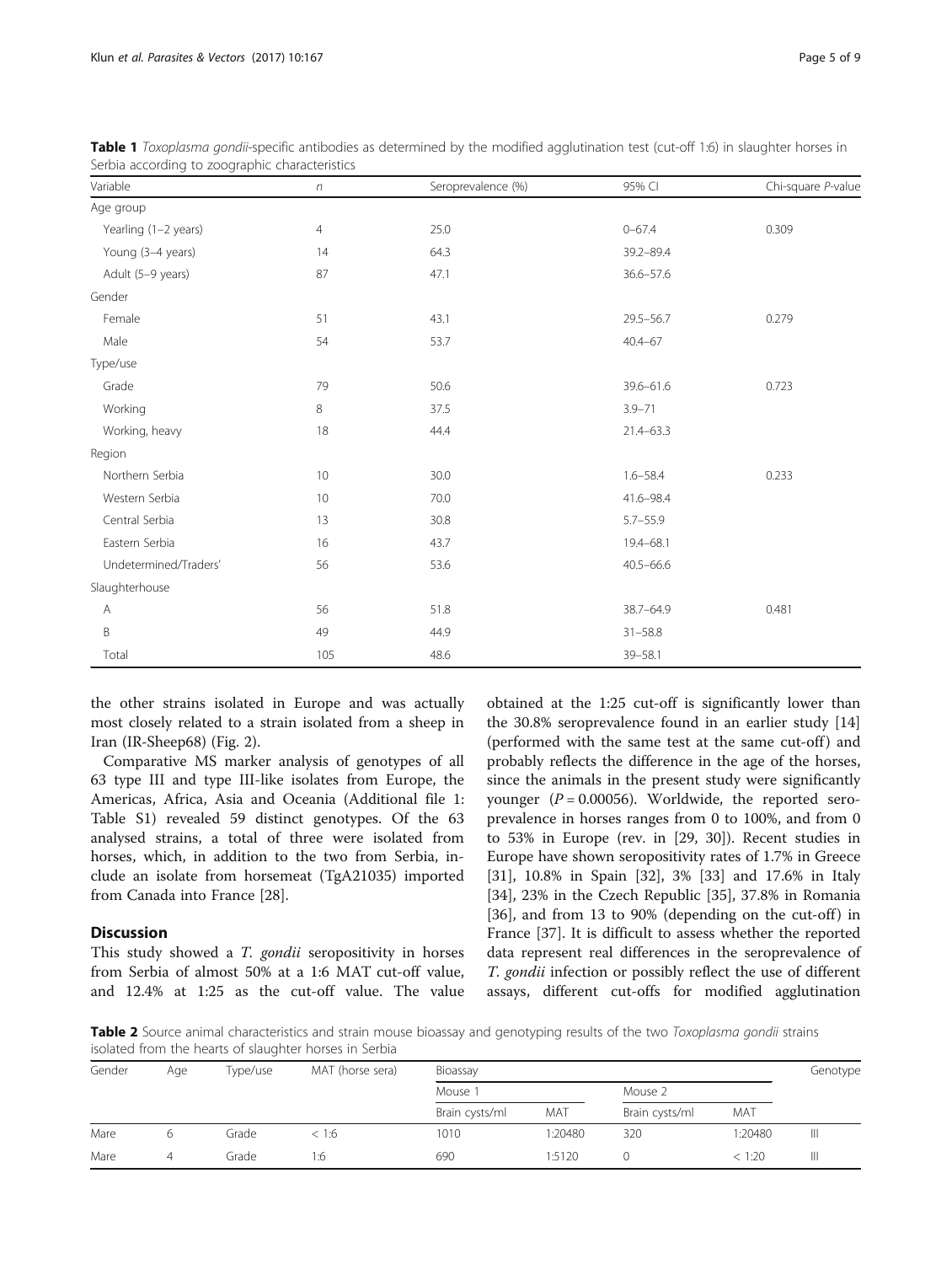**Table 1** *Toxoplasma gondii*-specific antibodies as determined by the modified agglutination test (cut-off 1:6) in slaughter horses in Serbia according to zoographic characteristics

| Variable | *n* | Seroprevalence (%) | 95% CI | Chi-square *P*-value |
|---|---|---|---|---|
| Age group | | | | |
| Yearling (1–2 years) | 4 | 25.0 | 0–67.4 | 0.309 |
| Young (3–4 years) | 14 | 64.3 | 39.2–89.4 | |
| Adult (5–9 years) | 87 | 47.1 | 36.6–57.6 | |
| Gender | | | | |
| Female | 51 | 43.1 | 29.5–56.7 | 0.279 |
| Male | 54 | 53.7 | 40.4–67 | |
| Type/use | | | | |
| Grade | 79 | 50.6 | 39.6–61.6 | 0.723 |
| Working | 8 | 37.5 | 3.9–71 | |
| Working, heavy | 18 | 44.4 | 21.4–63.3 | |
| Region | | | | |
| Northern Serbia | 10 | 30.0 | 1.6–58.4 | 0.233 |
| Western Serbia | 10 | 70.0 | 41.6–98.4 | |
| Central Serbia | 13 | 30.8 | 5.7–55.9 | |
| Eastern Serbia | 16 | 43.7 | 19.4–68.1 | |
| Undetermined/Traders' | 56 | 53.6 | 40.5–66.6 | |
| Slaughterhouse | | | | |
| A | 56 | 51.8 | 38.7–64.9 | 0.481 |
| B | 49 | 44.9 | 31–58.8 | |
| Total | 105 | 48.6 | 39–58.1 | |

the other strains isolated in Europe and was actually most closely related to a strain isolated from a sheep in Iran (IR-Sheep68) (Fig. 2).

Comparative MS marker analysis of genotypes of all 63 type III and type III-like isolates from Europe, the Americas, Africa, Asia and Oceania (Additional file 1: Table S1) revealed 59 distinct genotypes. Of the 63 analysed strains, a total of three were isolated from horses, which, in addition to the two from Serbia, include an isolate from horsemeat (TgA21035) imported from Canada into France [28].

## Discussion

This study showed a *T. gondii* seropositivity in horses from Serbia of almost 50% at a 1:6 MAT cut-off value, and 12.4% at 1:25 as the cut-off value. The value obtained at the 1:25 cut-off is significantly lower than the 30.8% seroprevalence found in an earlier study [14] (performed with the same test at the same cut-off) and probably reflects the difference in the age of the horses, since the animals in the present study were significantly younger ($P = 0.00056$). Worldwide, the reported seroprevalence in horses ranges from 0 to 100%, and from 0 to 53% in Europe (rev. in [29, 30]). Recent studies in Europe have shown seropositivity rates of 1.7% in Greece [31], 10.8% in Spain [32], 3% [33] and 17.6% in Italy [34], 23% in the Czech Republic [35], 37.8% in Romania [36], and from 13 to 90% (depending on the cut-off) in France [37]. It is difficult to assess whether the reported data represent real differences in the seroprevalence of *T. gondii* infection or possibly reflect the use of different assays, different cut-offs for modified agglutination

**Table 2** Source animal characteristics and strain mouse bioassay and genotyping results of the two *Toxoplasma gondii* strains isolated from the hearts of slaughter horses in Serbia

| Gender | Age | Type/use | MAT (horse sera) | Bioassay | | | | Genotype |
|---|---|---|---|---|---|---|---|---|
| | | | | Mouse 1 | | Mouse 2 | | |
| | | | | Brain cysts/ml | MAT | Brain cysts/ml | MAT | |
| Mare | 6 | Grade | < 1:6 | 1010 | 1:20480 | 320 | 1:20480 | III |
| Mare | 4 | Grade | 1:6 | 690 | 1:5120 | 0 | < 1:20 | III |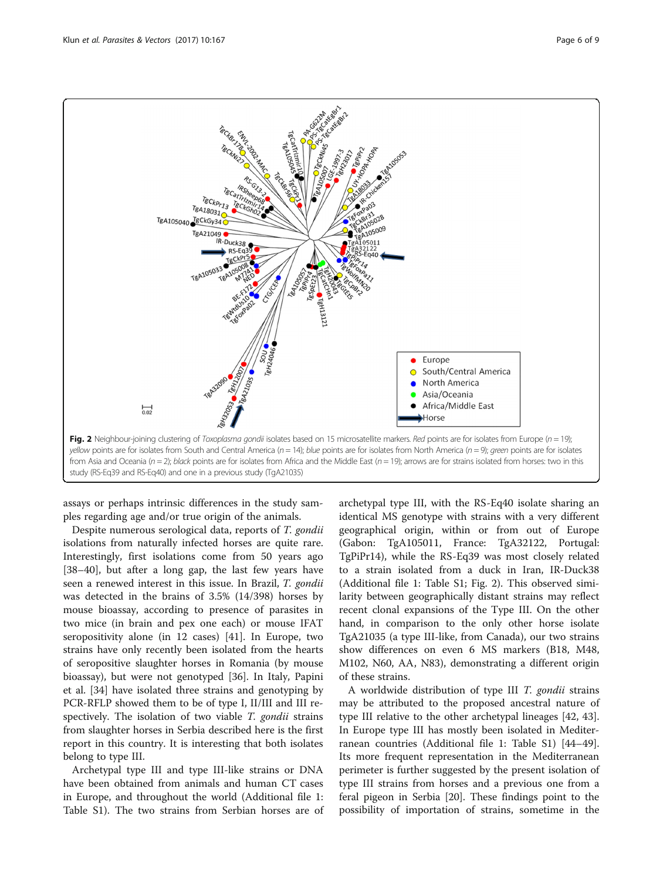Europe
South/Central America
North America
Asia/Oceania
Africa/Middle East
Horse

0.02

**Fig. 2** Neighbour-joining clustering of *Toxoplasma gondii* isolates based on 15 microsatellite markers. *Red* points are for isolates from Europe ($n = 19$); *yellow* points are for isolates from South and Central America ($n = 14$); *blue* points are for isolates from North America ($n = 9$); *green* points are for isolates from Asia and Oceania ($n = 2$); *black* points are for isolates from Africa and the Middle East ($n = 19$); arrows are for strains isolated from horses: two in this study (RS-Eq39 and RS-Eq40) and one in a previous study (TgA21035)

assays or perhaps intrinsic differences in the study samples regarding age and/or true origin of the animals.

Despite numerous serological data, reports of *T. gondii* isolations from naturally infected horses are quite rare. Interestingly, first isolations come from 50 years ago [38–40], but after a long gap, the last few years have seen a renewed interest in this issue. In Brazil, *T. gondii* was detected in the brains of 3.5% (14/398) horses by mouse bioassay, according to presence of parasites in two mice (in brain and pex one each) or mouse IFAT seropositivity alone (in 12 cases) [41]. In Europe, two strains have only recently been isolated from the hearts of seropositive slaughter horses in Romania (by mouse bioassay), but were not genotyped [36]. In Italy, Papini et al. [34] have isolated three strains and genotyping by PCR-RFLP showed them to be of type I, II/III and III respectively. The isolation of two viable *T. gondii* strains from slaughter horses in Serbia described here is the first report in this country. It is interesting that both isolates belong to type III.

Archetypal type III and type III-like strains or DNA have been obtained from animals and human CT cases in Europe, and throughout the world (Additional file 1: Table S1). The two strains from Serbian horses are of archetypal type III, with the RS-Eq40 isolate sharing an identical MS genotype with strains with a very different geographical origin, within or from out of Europe (Gabon: TgA105011, France: TgA32122, Portugal: TgPiPr14), while the RS-Eq39 was most closely related to a strain isolated from a duck in Iran, IR-Duck38 (Additional file 1: Table S1; Fig. 2). This observed similarity between geographically distant strains may reflect recent clonal expansions of the Type III. On the other hand, in comparison to the only other horse isolate TgA21035 (a type III-like, from Canada), our two strains show differences on even 6 MS markers (B18, M48, M102, N60, AA, N83), demonstrating a different origin of these strains.

A worldwide distribution of type III *T. gondii* strains may be attributed to the proposed ancestral nature of type III relative to the other archetypal lineages [42, 43]. In Europe type III has mostly been isolated in Mediterranean countries (Additional file 1: Table S1) [44–49]. Its more frequent representation in the Mediterranean perimeter is further suggested by the present isolation of type III strains from horses and a previous one from a feral pigeon in Serbia [20]. These findings point to the possibility of importation of strains, sometime in the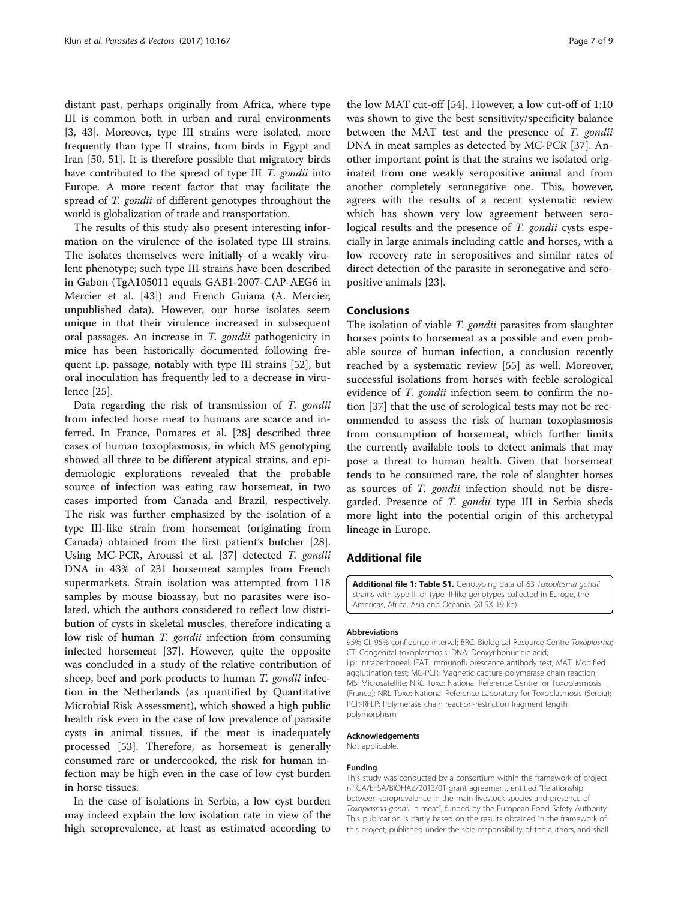distant past, perhaps originally from Africa, where type III is common both in urban and rural environments [3, 43]. Moreover, type III strains were isolated, more frequently than type II strains, from birds in Egypt and Iran [50, 51]. It is therefore possible that migratory birds have contributed to the spread of type III *T. gondii* into Europe. A more recent factor that may facilitate the spread of *T. gondii* of different genotypes throughout the world is globalization of trade and transportation.

The results of this study also present interesting information on the virulence of the isolated type III strains. The isolates themselves were initially of a weakly virulent phenotype; such type III strains have been described in Gabon (TgA105011 equals GAB1-2007-CAP-AEG6 in Mercier et al. [43]) and French Guiana (A. Mercier, unpublished data). However, our horse isolates seem unique in that their virulence increased in subsequent oral passages. An increase in *T. gondii* pathogenicity in mice has been historically documented following frequent i.p. passage, notably with type III strains [52], but oral inoculation has frequently led to a decrease in virulence [25].

Data regarding the risk of transmission of *T. gondii* from infected horse meat to humans are scarce and inferred. In France, Pomares et al. [28] described three cases of human toxoplasmosis, in which MS genotyping showed all three to be different atypical strains, and epidemiologic explorations revealed that the probable source of infection was eating raw horsemeat, in two cases imported from Canada and Brazil, respectively. The risk was further emphasized by the isolation of a type III-like strain from horsemeat (originating from Canada) obtained from the first patient's butcher [28]. Using MC-PCR, Aroussi et al. [37] detected *T. gondii* DNA in 43% of 231 horsemeat samples from French supermarkets. Strain isolation was attempted from 118 samples by mouse bioassay, but no parasites were isolated, which the authors considered to reflect low distribution of cysts in skeletal muscles, therefore indicating a low risk of human *T. gondii* infection from consuming infected horsemeat [37]. However, quite the opposite was concluded in a study of the relative contribution of sheep, beef and pork products to human *T. gondii* infection in the Netherlands (as quantified by Quantitative Microbial Risk Assessment), which showed a high public health risk even in the case of low prevalence of parasite cysts in animal tissues, if the meat is inadequately processed [53]. Therefore, as horsemeat is generally consumed rare or undercooked, the risk for human infection may be high even in the case of low cyst burden in horse tissues.

In the case of isolations in Serbia, a low cyst burden may indeed explain the low isolation rate in view of the high seroprevalence, at least as estimated according to the low MAT cut-off [54]. However, a low cut-off of 1:10 was shown to give the best sensitivity/specificity balance between the MAT test and the presence of *T. gondii* DNA in meat samples as detected by MC-PCR [37]. Another important point is that the strains we isolated originated from one weakly seropositive animal and from another completely seronegative one. This, however, agrees with the results of a recent systematic review which has shown very low agreement between serological results and the presence of *T. gondii* cysts especially in large animals including cattle and horses, with a low recovery rate in seropositives and similar rates of direct detection of the parasite in seronegative and seropositive animals [23].

## Conclusions

The isolation of viable *T. gondii* parasites from slaughter horses points to horsemeat as a possible and even probable source of human infection, a conclusion recently reached by a systematic review [55] as well. Moreover, successful isolations from horses with feeble serological evidence of *T. gondii* infection seem to confirm the notion [37] that the use of serological tests may not be recommended to assess the risk of human toxoplasmosis from consumption of horsemeat, which further limits the currently available tools to detect animals that may pose a threat to human health. Given that horsemeat tends to be consumed rare, the role of slaughter horses as sources of *T. gondii* infection should not be disregarded. Presence of *T. gondii* type III in Serbia sheds more light into the potential origin of this archetypal lineage in Europe.

## Additional file

**Additional file 1: Table S1.** Genotyping data of 63 *Toxoplasma gondii* strains with type III or type III-like genotypes collected in Europe, the Americas, Africa, Asia and Oceania. (XLSX 19 kb)

#### Abbreviations

95% CI: 95% confidence interval; BRC: Biological Resource Centre *Toxoplasma*; CT: Congenital toxoplasmosis; DNA: Deoxyribonucleic acid; i.p.: Intraperitoneal; IFAT: Immunofluorescence antibody test; MAT: Modified agglutination test; MC-PCR: Magnetic capture-polymerase chain reaction; MS: Microsatellite; NRC Toxo: National Reference Centre for Toxoplasmosis (France); NRL Toxo: National Reference Laboratory for Toxoplasmosis (Serbia); PCR-RFLP: Polymerase chain reaction-restriction fragment length polymorphism

#### Acknowledgements

Not applicable.

#### Funding

This study was conducted by a consortium within the framework of project n° GA/EFSA/BIOHAZ/2013/01 grant agreement, entitled "Relationship between seroprevalence in the main livestock species and presence of *Toxoplasma gondii* in meat", funded by the European Food Safety Authority. This publication is partly based on the results obtained in the framework of this project, published under the sole responsibility of the authors, and shall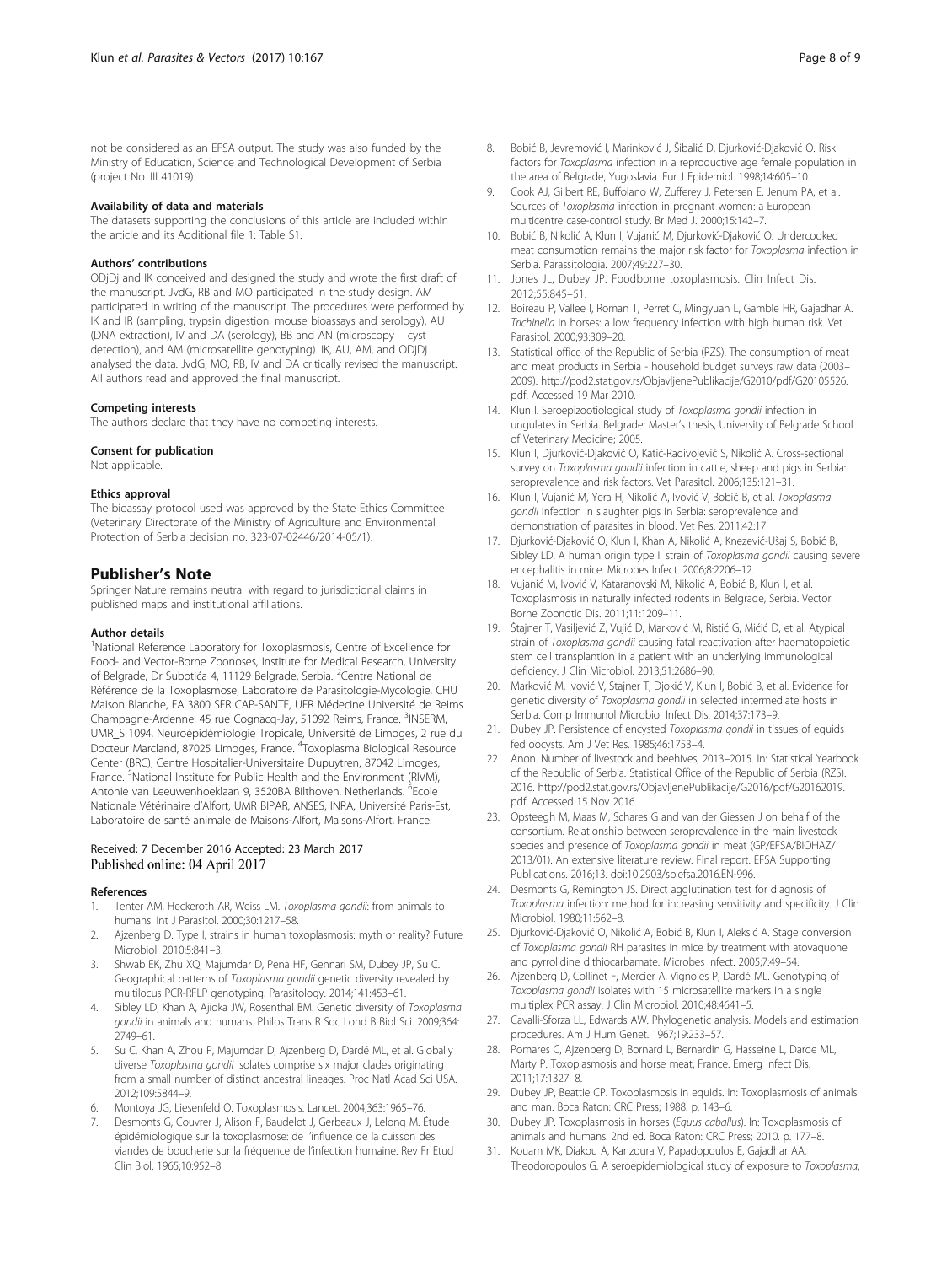not be considered as an EFSA output. The study was also funded by the Ministry of Education, Science and Technological Development of Serbia (project No. III 41019).

#### Availability of data and materials

The datasets supporting the conclusions of this article are included within the article and its Additional file 1: Table S1.

#### Authors' contributions

ODjDj and IK conceived and designed the study and wrote the first draft of the manuscript. JvdG, RB and MO participated in the study design. AM participated in writing of the manuscript. The procedures were performed by IK and IR (sampling, trypsin digestion, mouse bioassays and serology), AU (DNA extraction), IV and DA (serology), BB and AN (microscopy – cyst detection), and AM (microsatellite genotyping). IK, AU, AM, and ODjDj analysed the data. JvdG, MO, RB, IV and DA critically revised the manuscript. All authors read and approved the final manuscript.

#### Competing interests

The authors declare that they have no competing interests.

#### Consent for publication

Not applicable.

#### Ethics approval

The bioassay protocol used was approved by the State Ethics Committee (Veterinary Directorate of the Ministry of Agriculture and Environmental Protection of Serbia decision no. 323-07-02446/2014-05/1).

## Publisher's Note

Springer Nature remains neutral with regard to jurisdictional claims in published maps and institutional affiliations.

#### Author details

[1]National Reference Laboratory for Toxoplasmosis, Centre of Excellence for Food- and Vector-Borne Zoonoses, Institute for Medical Research, University of Belgrade, Dr Subotića 4, 11129 Belgrade, Serbia. [2]Centre National de Référence de la Toxoplasmose, Laboratoire de Parasitologie-Mycologie, CHU Maison Blanche, EA 3800 SFR CAP-SANTE, UFR Médecine Université de Reims Champagne-Ardenne, 45 rue Cognacq-Jay, 51092 Reims, France. [3]INSERM, UMR_S 1094, Neuroépidémiologie Tropicale, Université de Limoges, 2 rue du Docteur Marcland, 87025 Limoges, France. [4]Toxoplasma Biological Resource Center (BRC), Centre Hospitalier-Universitaire Dupuytren, 87042 Limoges, France. [5]National Institute for Public Health and the Environment (RIVM), Antonie van Leeuwenhoeklaan 9, 3520BA Bilthoven, Netherlands. [6]Ecole Nationale Vétérinaire d'Alfort, UMR BIPAR, ANSES, INRA, Université Paris-Est, Laboratoire de santé animale de Maisons-Alfort, Maisons-Alfort, France.

Received: 7 December 2016 Accepted: 23 March 2017
Published online: 04 April 2017

#### References

1. Tenter AM, Heckeroth AR, Weiss LM. *Toxoplasma gondii*: from animals to humans. Int J Parasitol. 2000;30:1217–58.
2. Ajzenberg D. Type I, strains in human toxoplasmosis: myth or reality? Future Microbiol. 2010;5:841–3.
3. Shwab EK, Zhu XQ, Majumdar D, Pena HF, Gennari SM, Dubey JP, Su C. Geographical patterns of *Toxoplasma gondii* genetic diversity revealed by multilocus PCR-RFLP genotyping. Parasitology. 2014;141:453–61.
4. Sibley LD, Khan A, Ajioka JW, Rosenthal BM. Genetic diversity of *Toxoplasma gondii* in animals and humans. Philos Trans R Soc Lond B Biol Sci. 2009;364:2749–61.
5. Su C, Khan A, Zhou P, Majumdar D, Ajzenberg D, Dardé ML, et al. Globally diverse *Toxoplasma gondii* isolates comprise six major clades originating from a small number of distinct ancestral lineages. Proc Natl Acad Sci USA. 2012;109:5844–9.
6. Montoya JG, Liesenfeld O. Toxoplasmosis. Lancet. 2004;363:1965–76.
7. Desmonts G, Couvrer J, Alison F, Baudelot J, Gerbeaux J, Lelong M. Étude épidémiologique sur la toxoplasmose: de l'influence de la cuisson des viandes de boucherie sur la fréquence de l'infection humaine. Rev Fr Etud Clin Biol. 1965;10:952–8.
8. Bobić B, Jevremović I, Marinković J, Šibalić D, Djurković-Djaković O. Risk factors for *Toxoplasma* infection in a reproductive age female population in the area of Belgrade, Yugoslavia. Eur J Epidemiol. 1998;14:605–10.
9. Cook AJ, Gilbert RE, Buffolano W, Zufferey J, Petersen E, Jenum PA, et al. Sources of *Toxoplasma* infection in pregnant women: a European multicentre case-control study. Br Med J. 2000;15:142–7.
10. Bobić B, Nikolić A, Klun I, Vujanić M, Djurković-Djaković O. Undercooked meat consumption remains the major risk factor for *Toxoplasma* infection in Serbia. Parassitologia. 2007;49:227–30.
11. Jones JL, Dubey JP. Foodborne toxoplasmosis. Clin Infect Dis. 2012;55:845–51.
12. Boireau P, Vallee I, Roman T, Perret C, Mingyuan L, Gamble HR, Gajadhar A. *Trichinella* in horses: a low frequency infection with high human risk. Vet Parasitol. 2000;93:309–20.
13. Statistical office of the Republic of Serbia (RZS). The consumption of meat and meat products in Serbia - household budget surveys raw data (2003–2009). http://pod2.stat.gov.rs/ObjavljenePublikacije/G2010/pdf/G20105526.pdf. Accessed 19 Mar 2010.
14. Klun I. Seroepizootiological study of *Toxoplasma gondii* infection in ungulates in Serbia. Belgrade: Master's thesis, University of Belgrade School of Veterinary Medicine; 2005.
15. Klun I, Djurković-Djaković O, Katić-Radivojević S, Nikolić A. Cross-sectional survey on *Toxoplasma gondii* infection in cattle, sheep and pigs in Serbia: seroprevalence and risk factors. Vet Parasitol. 2006;135:121–31.
16. Klun I, Vujanić M, Yera H, Nikolić A, Ivović V, Bobić B, et al. *Toxoplasma gondii* infection in slaughter pigs in Serbia: seroprevalence and demonstration of parasites in blood. Vet Res. 2011;42:17.
17. Djurković-Djaković O, Klun I, Khan A, Nikolić A, Knezević-Ušaj S, Bobić B, Sibley LD. A human origin type II strain of *Toxoplasma gondii* causing severe encephalitis in mice. Microbes Infect. 2006;8:2206–12.
18. Vujanić M, Ivović V, Kataranovski M, Nikolić A, Bobić B, Klun I, et al. Toxoplasmosis in naturally infected rodents in Belgrade, Serbia. Vector Borne Zoonotic Dis. 2011;11:1209–11.
19. Štajner T, Vasiljević Z, Vujić D, Marković M, Ristić G, Mićić D, et al. Atypical strain of *Toxoplasma gondii* causing fatal reactivation after haematopoietic stem cell transplantion in a patient with an underlying immunological deficiency. J Clin Microbiol. 2013;51:2686–90.
20. Marković M, Ivović V, Stajner T, Djokić V, Klun I, Bobić B, et al. Evidence for genetic diversity of *Toxoplasma gondii* in selected intermediate hosts in Serbia. Comp Immunol Microbiol Infect Dis. 2014;37:173–9.
21. Dubey JP. Persistence of encysted *Toxoplasma gondii* in tissues of equids fed oocysts. Am J Vet Res. 1985;46:1753–4.
22. Anon. Number of livestock and beehives, 2013–2015. In: Statistical Yearbook of the Republic of Serbia. Statistical Office of the Republic of Serbia (RZS). 2016. http://pod2.stat.gov.rs/ObjavljenePublikacije/G2016/pdf/G20162019.pdf. Accessed 15 Nov 2016.
23. Opsteegh M, Maas M, Schares G and van der Giessen J on behalf of the consortium. Relationship between seroprevalence in the main livestock species and presence of *Toxoplasma gondii* in meat (GP/EFSA/BIOHAZ/2013/01). An extensive literature review. Final report. EFSA Supporting Publications. 2016;13. doi:10.2903/sp.efsa.2016.EN-996.
24. Desmonts G, Remington JS. Direct agglutination test for diagnosis of *Toxoplasma* infection: method for increasing sensitivity and specificity. J Clin Microbiol. 1980;11:562–8.
25. Djurković-Djaković O, Nikolić A, Bobić B, Klun I, Aleksić A. Stage conversion of *Toxoplasma gondii* RH parasites in mice by treatment with atovaquone and pyrrolidine dithiocarbamate. Microbes Infect. 2005;7:49–54.
26. Ajzenberg D, Collinet F, Mercier A, Vignoles P, Dardé ML. Genotyping of *Toxoplasma gondii* isolates with 15 microsatellite markers in a single multiplex PCR assay. J Clin Microbiol. 2010;48:4641–5.
27. Cavalli-Sforza LL, Edwards AW. Phylogenetic analysis. Models and estimation procedures. Am J Hum Genet. 1967;19:233–57.
28. Pomares C, Ajzenberg D, Bornard L, Bernardin G, Hasseine L, Darde ML, Marty P. Toxoplasmosis and horse meat, France. Emerg Infect Dis. 2011;17:1327–8.
29. Dubey JP, Beattie CP. Toxoplasmosis in equids. In: Toxoplasmosis of animals and man. Boca Raton: CRC Press; 1988. p. 143–6.
30. Dubey JP. Toxoplasmosis in horses (*Equus caballus*). In: Toxoplasmosis of animals and humans. 2nd ed. Boca Raton: CRC Press; 2010. p. 177–8.
31. Kouam MK, Diakou A, Kanzoura V, Papadopoulos E, Gajadhar AA, Theodoropoulos G. A seroepidemiological study of exposure to *Toxoplasma*,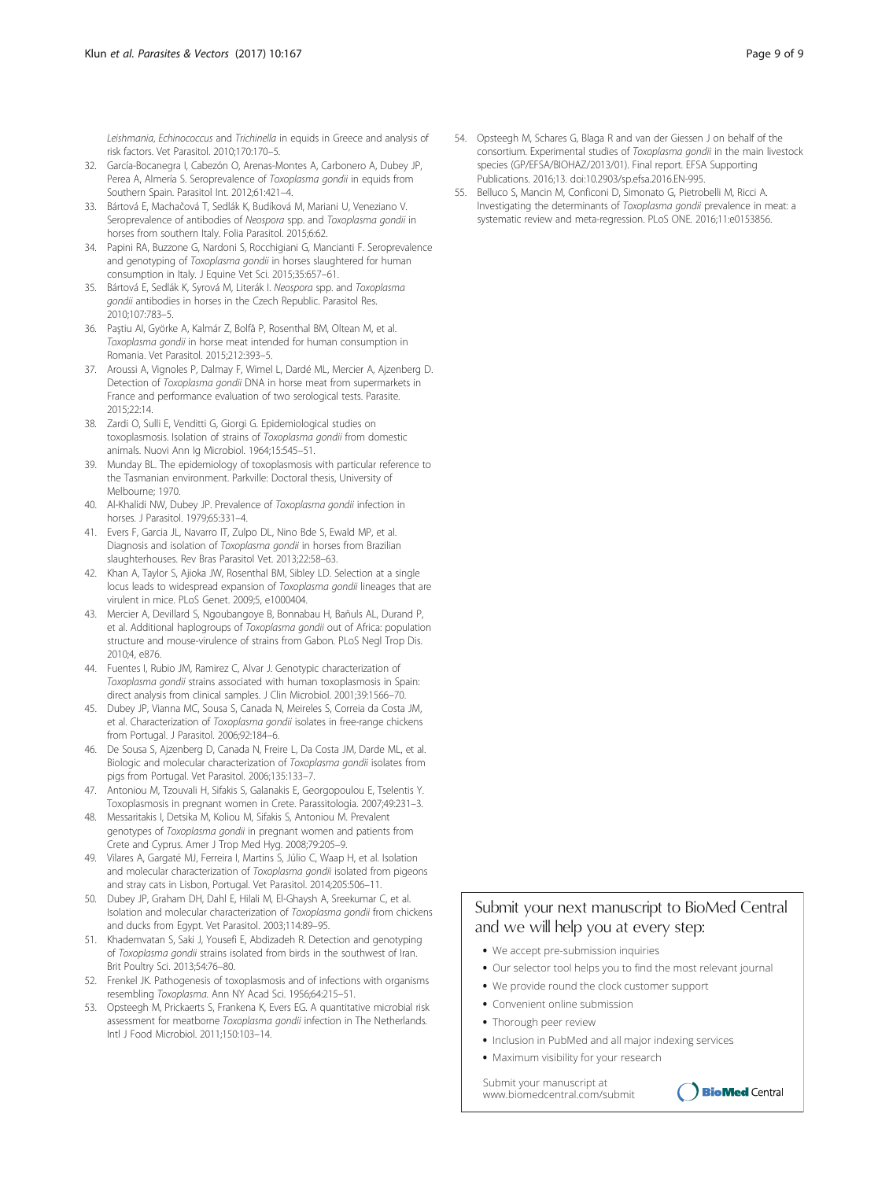Leishmania, Echinococcus and Trichinella in equids in Greece and analysis of risk factors. Vet Parasitol. 2010;170:170–5.

32. García-Bocanegra I, Cabezón O, Arenas-Montes A, Carbonero A, Dubey JP, Perea A, Almería S. Seroprevalence of *Toxoplasma gondii* in equids from Southern Spain. Parasitol Int. 2012;61:421–4.
33. Bártová E, Machačová T, Sedlák K, Budíková M, Mariani U, Veneziano V. Seroprevalence of antibodies of *Neospora* spp. and *Toxoplasma gondii* in horses from southern Italy. Folia Parasitol. 2015;6:62.
34. Papini RA, Buzzone G, Nardoni S, Rocchigiani G, Mancianti F. Seroprevalence and genotyping of *Toxoplasma gondii* in horses slaughtered for human consumption in Italy. J Equine Vet Sci. 2015;35:657–61.
35. Bártová E, Sedlák K, Syrová M, Literák I. *Neospora* spp. and *Toxoplasma gondii* antibodies in horses in the Czech Republic. Parasitol Res. 2010;107:783–5.
36. Paştiu AI, Györke A, Kalmár Z, Bolfă P, Rosenthal BM, Oltean M, et al. *Toxoplasma gondii* in horse meat intended for human consumption in Romania. Vet Parasitol. 2015;212:393–5.
37. Aroussi A, Vignoles P, Dalmay F, Wimel L, Dardé ML, Mercier A, Ajzenberg D. Detection of *Toxoplasma gondii* DNA in horse meat from supermarkets in France and performance evaluation of two serological tests. Parasite. 2015;22:14.
38. Zardi O, Sulli E, Venditti G, Giorgi G. Epidemiological studies on toxoplasmosis. Isolation of strains of *Toxoplasma gondii* from domestic animals. Nuovi Ann Ig Microbiol. 1964;15:545–51.
39. Munday BL. The epidemiology of toxoplasmosis with particular reference to the Tasmanian environment. Parkville: Doctoral thesis, University of Melbourne; 1970.
40. Al-Khalidi NW, Dubey JP. Prevalence of *Toxoplasma gondii* infection in horses. J Parasitol. 1979;65:331–4.
41. Evers F, Garcia JL, Navarro IT, Zulpo DL, Nino Bde S, Ewald MP, et al. Diagnosis and isolation of *Toxoplasma gondii* in horses from Brazilian slaughterhouses. Rev Bras Parasitol Vet. 2013;22:58–63.
42. Khan A, Taylor S, Ajioka JW, Rosenthal BM, Sibley LD. Selection at a single locus leads to widespread expansion of *Toxoplasma gondii* lineages that are virulent in mice. PLoS Genet. 2009;5, e1000404.
43. Mercier A, Devillard S, Ngoubangoye B, Bonnabau H, Bañuls AL, Durand P, et al. Additional haplogroups of *Toxoplasma gondii* out of Africa: population structure and mouse-virulence of strains from Gabon. PLoS Negl Trop Dis. 2010;4, e876.
44. Fuentes I, Rubio JM, Ramirez C, Alvar J. Genotypic characterization of *Toxoplasma gondii* strains associated with human toxoplasmosis in Spain: direct analysis from clinical samples. J Clin Microbiol. 2001;39:1566–70.
45. Dubey JP, Vianna MC, Sousa S, Canada N, Meireles S, Correia da Costa JM, et al. Characterization of *Toxoplasma gondii* isolates in free-range chickens from Portugal. J Parasitol. 2006;92:184–6.
46. De Sousa S, Ajzenberg D, Canada N, Freire L, Da Costa JM, Darde ML, et al. Biologic and molecular characterization of *Toxoplasma gondii* isolates from pigs from Portugal. Vet Parasitol. 2006;135:133–7.
47. Antoniou M, Tzouvali H, Sifakis S, Galanakis E, Georgopoulou E, Tselentis Y. Toxoplasmosis in pregnant women in Crete. Parassitologia. 2007;49:231–3.
48. Messaritakis I, Detsika M, Koliou M, Sifakis S, Antoniou M. Prevalent genotypes of *Toxoplasma gondii* in pregnant women and patients from Crete and Cyprus. Amer J Trop Med Hyg. 2008;79:205–9.
49. Vilares A, Gargaté MJ, Ferreira I, Martins S, Júlio C, Waap H, et al. Isolation and molecular characterization of *Toxoplasma gondii* isolated from pigeons and stray cats in Lisbon, Portugal. Vet Parasitol. 2014;205:506–11.
50. Dubey JP, Graham DH, Dahl E, Hilali M, El-Ghaysh A, Sreekumar C, et al. Isolation and molecular characterization of *Toxoplasma gondii* from chickens and ducks from Egypt. Vet Parasitol. 2003;114:89–95.
51. Khademvatan S, Saki J, Yousefi E, Abdizadeh R. Detection and genotyping of *Toxoplasma gondii* strains isolated from birds in the southwest of Iran. Brit Poultry Sci. 2013;54:76–80.
52. Frenkel JK. Pathogenesis of toxoplasmosis and of infections with organisms resembling *Toxoplasma*. Ann NY Acad Sci. 1956;64:215–51.
53. Opsteegh M, Prickaerts S, Frankena K, Evers EG. A quantitative microbial risk assessment for meatborne *Toxoplasma gondii* infection in The Netherlands. Intl J Food Microbiol. 2011;150:103–14.
54. Opsteegh M, Schares G, Blaga R and van der Giessen J on behalf of the consortium. Experimental studies of *Toxoplasma gondii* in the main livestock species (GP/EFSA/BIOHAZ/2013/01). Final report. EFSA Supporting Publications. 2016;13. doi:10.2903/sp.efsa.2016.EN-995.
55. Belluco S, Mancin M, Conficoni D, Simonato G, Pietrobelli M, Ricci A. Investigating the determinants of *Toxoplasma gondii* prevalence in meat: a systematic review and meta-regression. PLoS ONE. 2016;11:e0153856.

Submit your next manuscript to BioMed Central and we will help you at every step:

- We accept pre-submission inquiries
- Our selector tool helps you to find the most relevant journal
- We provide round the clock customer support
- Convenient online submission
- Thorough peer review
- Inclusion in PubMed and all major indexing services
- Maximum visibility for your research

Submit your manuscript at www.biomedcentral.com/submit

BioMed Central